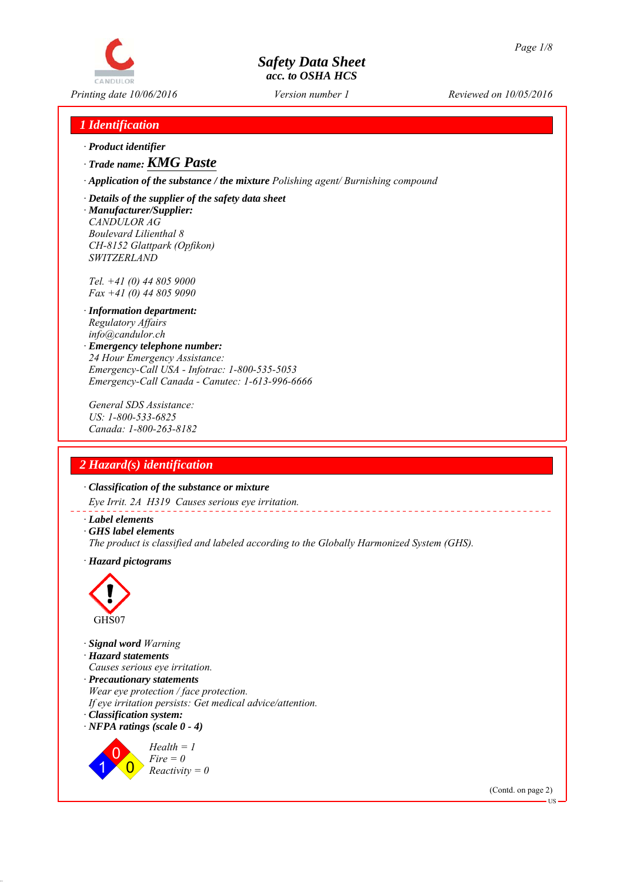# Safety Data Sheet
**acc. to OSHA HCS**

*Printing date 10/06/2016* | *Version number 1* | *Reviewed on 10/05/2016*

## 1 Identification

· **Product identifier**

· **Trade name: KMG Paste**

· **Application of the substance / the mixture** Polishing agent/ Burnishing compound

· **Details of the supplier of the safety data sheet**

· **Manufacturer/Supplier:**
CANDULOR AG
Boulevard Lilienthal 8
CH-8152 Glattpark (Opfikon)
SWITZERLAND

Tel. +41 (0) 44 805 9000
Fax +41 (0) 44 805 9090

· **Information department:**
Regulatory Affairs
info@candulor.ch

· **Emergency telephone number:**
24 Hour Emergency Assistance:
Emergency-Call USA - Infotrac: 1-800-535-5053
Emergency-Call Canada - Canutec: 1-613-996-6666

General SDS Assistance:
US: 1-800-533-6825
Canada: 1-800-263-8182

## 2 Hazard(s) identification

· **Classification of the substance or mixture**

Eye Irrit. 2A H319 Causes serious eye irritation.

· **Label elements**

· **GHS label elements**

The product is classified and labeled according to the Globally Harmonized System (GHS).

· **Hazard pictograms**

GHS07

· **Signal word** Warning

· **Hazard statements**

Causes serious eye irritation.

· **Precautionary statements**

Wear eye protection / face protection.
If eye irritation persists: Get medical advice/attention.

· **Classification system:**

· **NFPA ratings (scale 0 - 4)**

Health = 1
Fire = 0
Reactivity = 0

(Contd. on page 2)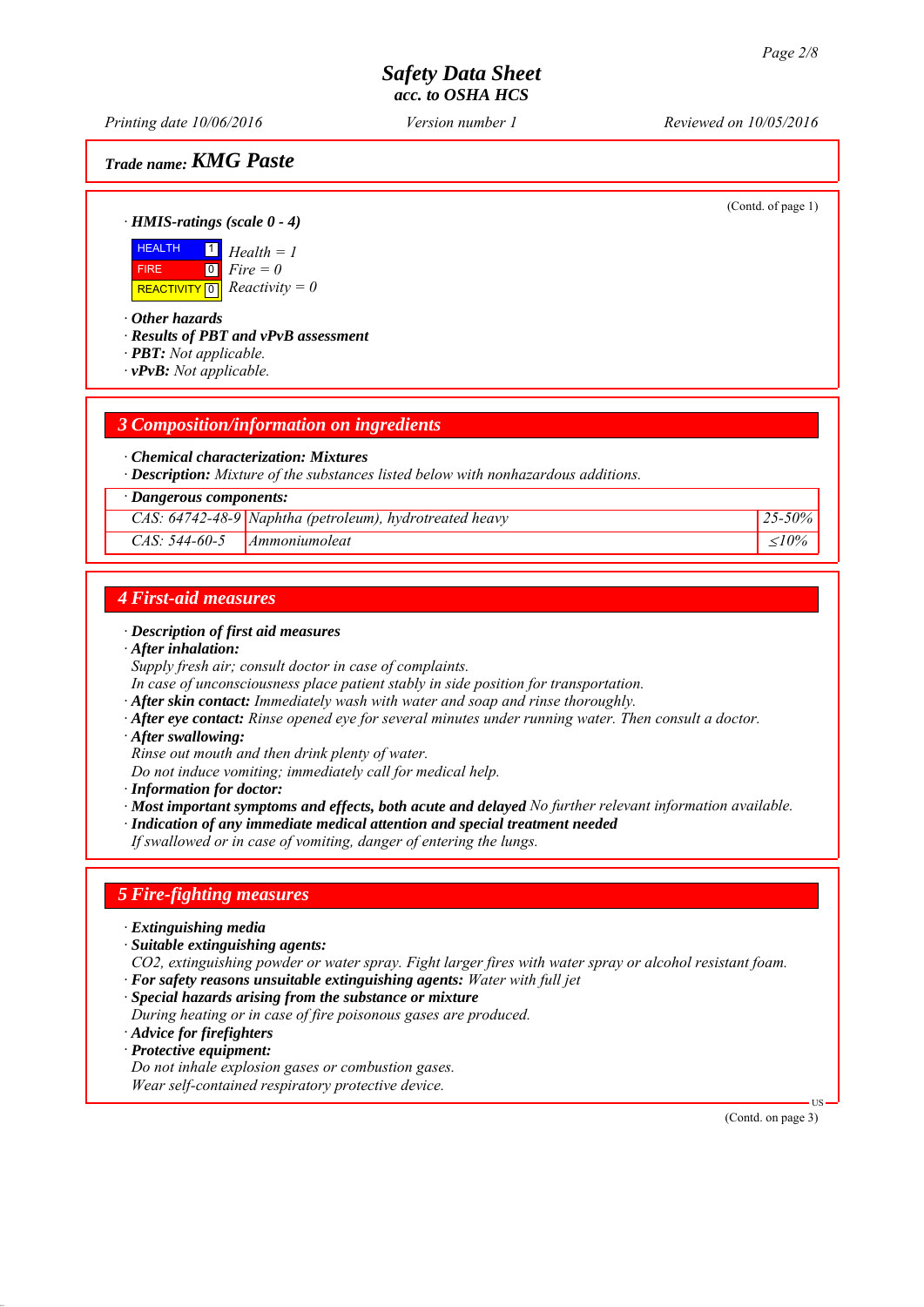Trade name: **KMG Paste**

(Contd. of page 1)

· **HMIS-ratings (scale 0 - 4)**

| | | |
|---|---|---|
| HEALTH | 1 | Health = 1 |
| FIRE | 0 | Fire = 0 |
| REACTIVITY | 0 | Reactivity = 0 |

· **Other hazards**
· **Results of PBT and vPvB assessment**
· **PBT:** Not applicable.
· **vPvB:** Not applicable.

## 3 Composition/information on ingredients

· **Chemical characterization: Mixtures**
· **Description:** Mixture of the substances listed below with nonhazardous additions.

| · Dangerous components: | | |
|---|---|---|
| CAS: 64742-48-9 | Naphtha (petroleum), hydrotreated heavy | 25-50% |
| CAS: 544-60-5 | Ammoniumoleat | ≤10% |

## 4 First-aid measures

· **Description of first aid measures**
· **After inhalation:**
Supply fresh air; consult doctor in case of complaints.
In case of unconsciousness place patient stably in side position for transportation.
· **After skin contact:** Immediately wash with water and soap and rinse thoroughly.
· **After eye contact:** Rinse opened eye for several minutes under running water. Then consult a doctor.
· **After swallowing:**
Rinse out mouth and then drink plenty of water.
Do not induce vomiting; immediately call for medical help.
· **Information for doctor:**
· **Most important symptoms and effects, both acute and delayed** No further relevant information available.
· **Indication of any immediate medical attention and special treatment needed**
If swallowed or in case of vomiting, danger of entering the lungs.

## 5 Fire-fighting measures

· **Extinguishing media**
· **Suitable extinguishing agents:**
$CO_2$, extinguishing powder or water spray. Fight larger fires with water spray or alcohol resistant foam.
· **For safety reasons unsuitable extinguishing agents:** Water with full jet
· **Special hazards arising from the substance or mixture**
During heating or in case of fire poisonous gases are produced.
· **Advice for firefighters**
· **Protective equipment:**
Do not inhale explosion gases or combustion gases.
Wear self-contained respiratory protective device.

(Contd. on page 3)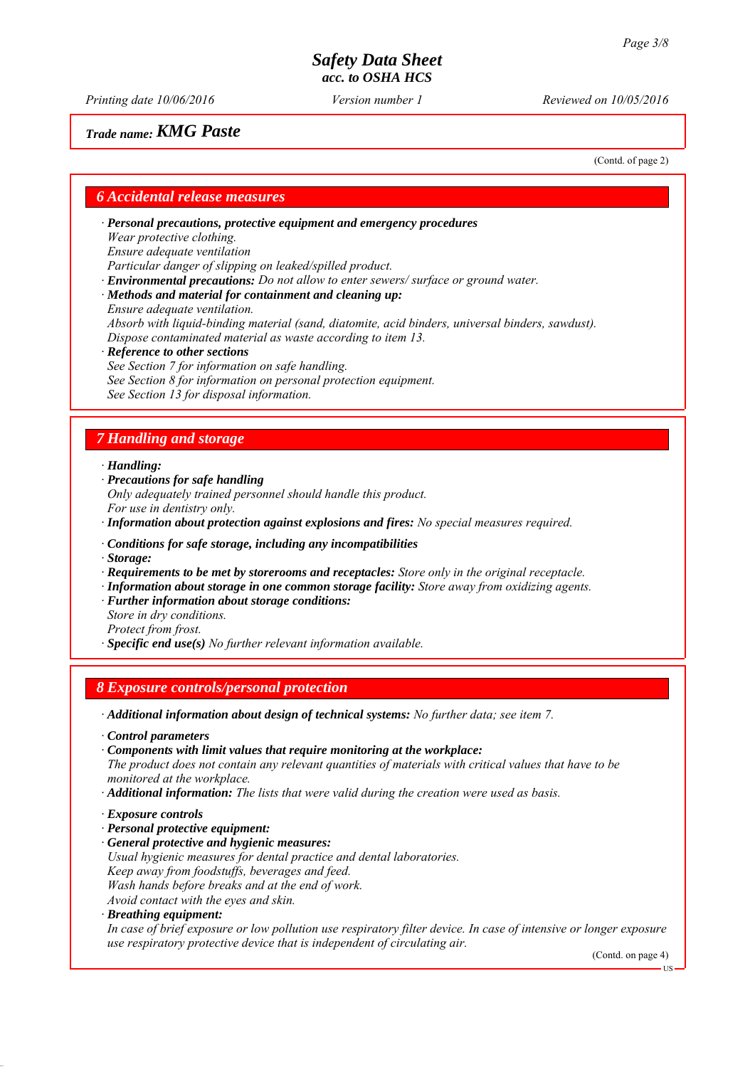Trade name: **KMG Paste**

(Contd. of page 2)

## 6 Accidental release measures

· **Personal precautions, protective equipment and emergency procedures**
Wear protective clothing.
Ensure adequate ventilation
Particular danger of slipping on leaked/spilled product.
· **Environmental precautions:** Do not allow to enter sewers/ surface or ground water.
· **Methods and material for containment and cleaning up:**
Ensure adequate ventilation.
Absorb with liquid-binding material (sand, diatomite, acid binders, universal binders, sawdust).
Dispose contaminated material as waste according to item 13.
· **Reference to other sections**
See Section 7 for information on safe handling.
See Section 8 for information on personal protection equipment.
See Section 13 for disposal information.

## 7 Handling and storage

· **Handling:**
· **Precautions for safe handling**
Only adequately trained personnel should handle this product.
For use in dentistry only.
· **Information about protection against explosions and fires:** No special measures required.

· **Conditions for safe storage, including any incompatibilities**
· **Storage:**
· **Requirements to be met by storerooms and receptacles:** Store only in the original receptacle.
· **Information about storage in one common storage facility:** Store away from oxidizing agents.
· **Further information about storage conditions:**
Store in dry conditions.
Protect from frost.
· **Specific end use(s)** No further relevant information available.

## 8 Exposure controls/personal protection

· **Additional information about design of technical systems:** No further data; see item 7.

· **Control parameters**
· **Components with limit values that require monitoring at the workplace:**
The product does not contain any relevant quantities of materials with critical values that have to be monitored at the workplace.
· **Additional information:** The lists that were valid during the creation were used as basis.

· **Exposure controls**
· **Personal protective equipment:**
· **General protective and hygienic measures:**
Usual hygienic measures for dental practice and dental laboratories.
Keep away from foodstuffs, beverages and feed.
Wash hands before breaks and at the end of work.
Avoid contact with the eyes and skin.
· **Breathing equipment:**
In case of brief exposure or low pollution use respiratory filter device. In case of intensive or longer exposure use respiratory protective device that is independent of circulating air.

(Contd. on page 4)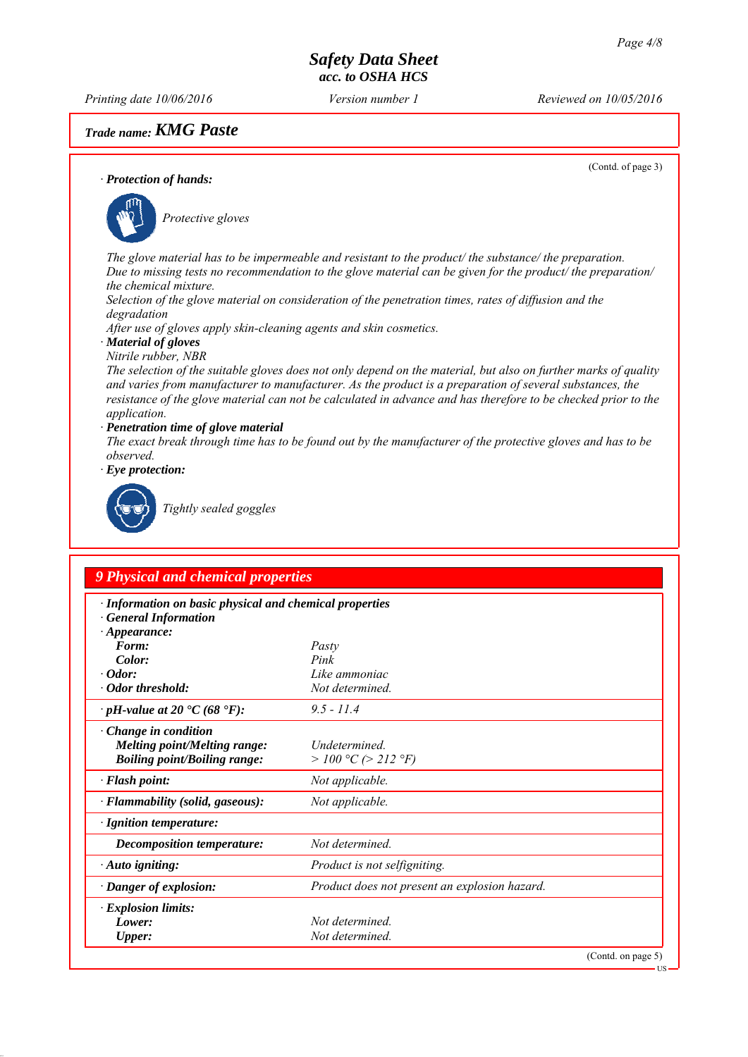(Contd. of page 3)

· **Protection of hands:**

*Protective gloves*

*The glove material has to be impermeable and resistant to the product/ the substance/ the preparation.*
*Due to missing tests no recommendation to the glove material can be given for the product/ the preparation/ the chemical mixture.*
*Selection of the glove material on consideration of the penetration times, rates of diffusion and the degradation*
*After use of gloves apply skin-cleaning agents and skin cosmetics.*

· **Material of gloves**
*Nitrile rubber, NBR*
*The selection of the suitable gloves does not only depend on the material, but also on further marks of quality and varies from manufacturer to manufacturer. As the product is a preparation of several substances, the resistance of the glove material can not be calculated in advance and has therefore to be checked prior to the application.*

· **Penetration time of glove material**
*The exact break through time has to be found out by the manufacturer of the protective gloves and has to be observed.*

· **Eye protection:**

*Tightly sealed goggles*

## 9 Physical and chemical properties

| · **Information on basic physical and chemical properties** | |
|---|---|
| · **General Information** | |
| · **Appearance:** | |
| **Form:** | *Pasty* |
| **Color:** | *Pink* |
| · **Odor:** | *Like ammoniac* |
| · **Odor threshold:** | *Not determined.* |
| · **pH-value at 20 °C (68 °F):** | *9.5 - 11.4* |
| · **Change in condition** | |
| **Melting point/Melting range:** | *Undetermined.* |
| **Boiling point/Boiling range:** | *> 100 °C (> 212 °F)* |
| · **Flash point:** | *Not applicable.* |
| · **Flammability (solid, gaseous):** | *Not applicable.* |
| · **Ignition temperature:** | |
| **Decomposition temperature:** | *Not determined.* |
| · **Auto igniting:** | *Product is not selfigniting.* |
| · **Danger of explosion:** | *Product does not present an explosion hazard.* |
| · **Explosion limits:** | |
| **Lower:** | *Not determined.* |
| **Upper:** | *Not determined.* |

(Contd. on page 5)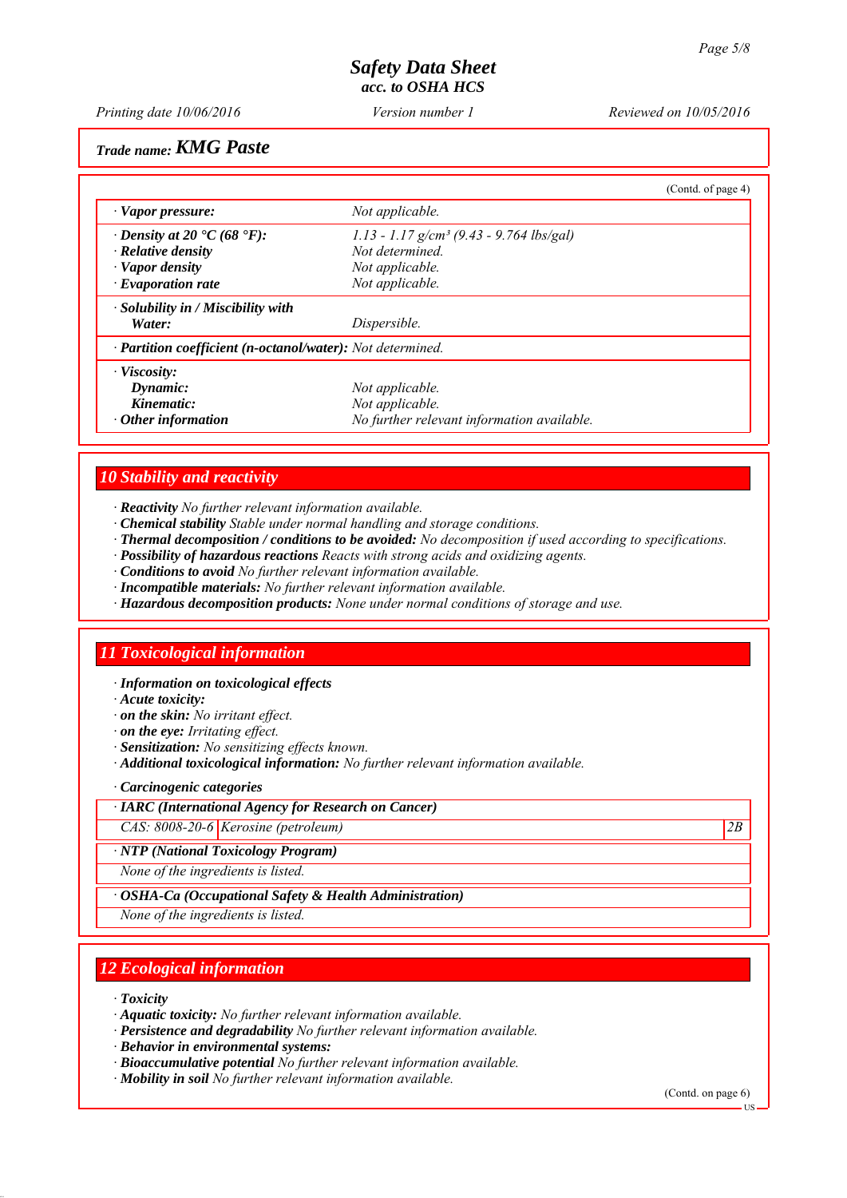Trade name: **KMG Paste**

(Contd. of page 4)

| | |
|---|---|
| · **Vapor pressure:** | *Not applicable.* |
| · **Density at 20 °C (68 °F):** | *1.13 - 1.17 g/cm³ (9.43 - 9.764 lbs/gal)* |
| · **Relative density** | *Not determined.* |
| · **Vapor density** | *Not applicable.* |
| · **Evaporation rate** | *Not applicable.* |
| · **Solubility in / Miscibility with** | |
| **Water:** | *Dispersible.* |
| · **Partition coefficient (n-octanol/water):** | *Not determined.* |
| · **Viscosity:** | |
| **Dynamic:** | *Not applicable.* |
| **Kinematic:** | *Not applicable.* |
| · **Other information** | *No further relevant information available.* |

## 10 Stability and reactivity

· **Reactivity** *No further relevant information available.*
· **Chemical stability** *Stable under normal handling and storage conditions.*
· **Thermal decomposition / conditions to be avoided:** *No decomposition if used according to specifications.*
· **Possibility of hazardous reactions** *Reacts with strong acids and oxidizing agents.*
· **Conditions to avoid** *No further relevant information available.*
· **Incompatible materials:** *No further relevant information available.*
· **Hazardous decomposition products:** *None under normal conditions of storage and use.*

## 11 Toxicological information

· **Information on toxicological effects**
· **Acute toxicity:**
· **on the skin:** *No irritant effect.*
· **on the eye:** *Irritating effect.*
· **Sensitization:** *No sensitizing effects known.*
· **Additional toxicological information:** *No further relevant information available.*

· **Carcinogenic categories**

| · **IARC (International Agency for Research on Cancer)** | | |
|---|---|---|
| *CAS: 8008-20-6* | *Kerosine (petroleum)* | *2B* |

| · **NTP (National Toxicology Program)** |
|---|
| *None of the ingredients is listed.* |

| · **OSHA-Ca (Occupational Safety & Health Administration)** |
|---|
| *None of the ingredients is listed.* |

## 12 Ecological information

· **Toxicity**
· **Aquatic toxicity:** *No further relevant information available.*
· **Persistence and degradability** *No further relevant information available.*
· **Behavior in environmental systems:**
· **Bioaccumulative potential** *No further relevant information available.*
· **Mobility in soil** *No further relevant information available.*

(Contd. on page 6)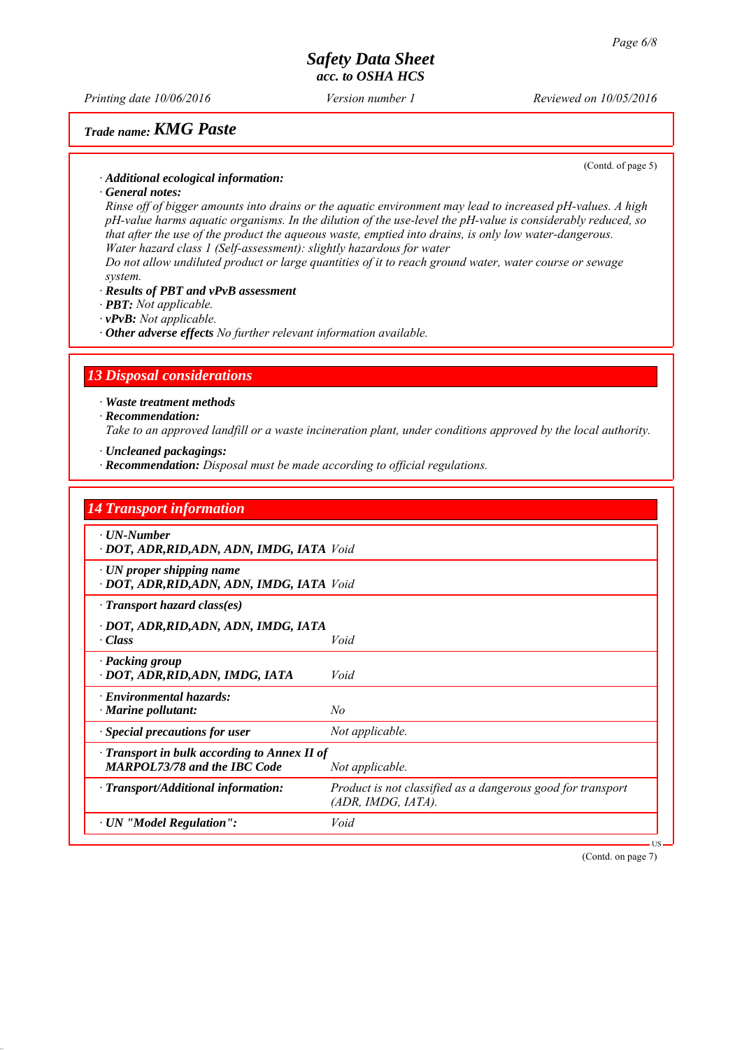**Trade name: KMG Paste**

(Contd. of page 5)

· **Additional ecological information:**

· **General notes:**

Rinse off of bigger amounts into drains or the aquatic environment may lead to increased pH-values. A high pH-value harms aquatic organisms. In the dilution of the use-level the pH-value is considerably reduced, so that after the use of the product the aqueous waste, emptied into drains, is only low water-dangerous.
Water hazard class 1 (Self-assessment): slightly hazardous for water
Do not allow undiluted product or large quantities of it to reach ground water, water course or sewage system.

· **Results of PBT and vPvB assessment**

· **PBT:** Not applicable.

· **vPvB:** Not applicable.

· **Other adverse effects** No further relevant information available.

## 13 Disposal considerations

· **Waste treatment methods**

· **Recommendation:**

Take to an approved landfill or a waste incineration plant, under conditions approved by the local authority.

· **Uncleaned packagings:**

· **Recommendation:** Disposal must be made according to official regulations.

## 14 Transport information

| | |
|---|---|
| · **UN-Number**<br>· **DOT, ADR,RID,ADN, ADN, IMDG, IATA** | Void |
| · **UN proper shipping name**<br>· **DOT, ADR,RID,ADN, ADN, IMDG, IATA** | Void |
| · **Transport hazard class(es)** | |
| · **DOT, ADR,RID,ADN, ADN, IMDG, IATA**<br>· **Class** | Void |
| · **Packing group**<br>· **DOT, ADR,RID,ADN, IMDG, IATA** | Void |
| · **Environmental hazards:**<br>· **Marine pollutant:** | No |
| · **Special precautions for user** | Not applicable. |
| · **Transport in bulk according to Annex II of MARPOL73/78 and the IBC Code** | Not applicable. |
| · **Transport/Additional information:** | Product is not classified as a dangerous good for transport (ADR, IMDG, IATA). |
| · **UN "Model Regulation":** | Void |

(Contd. on page 7)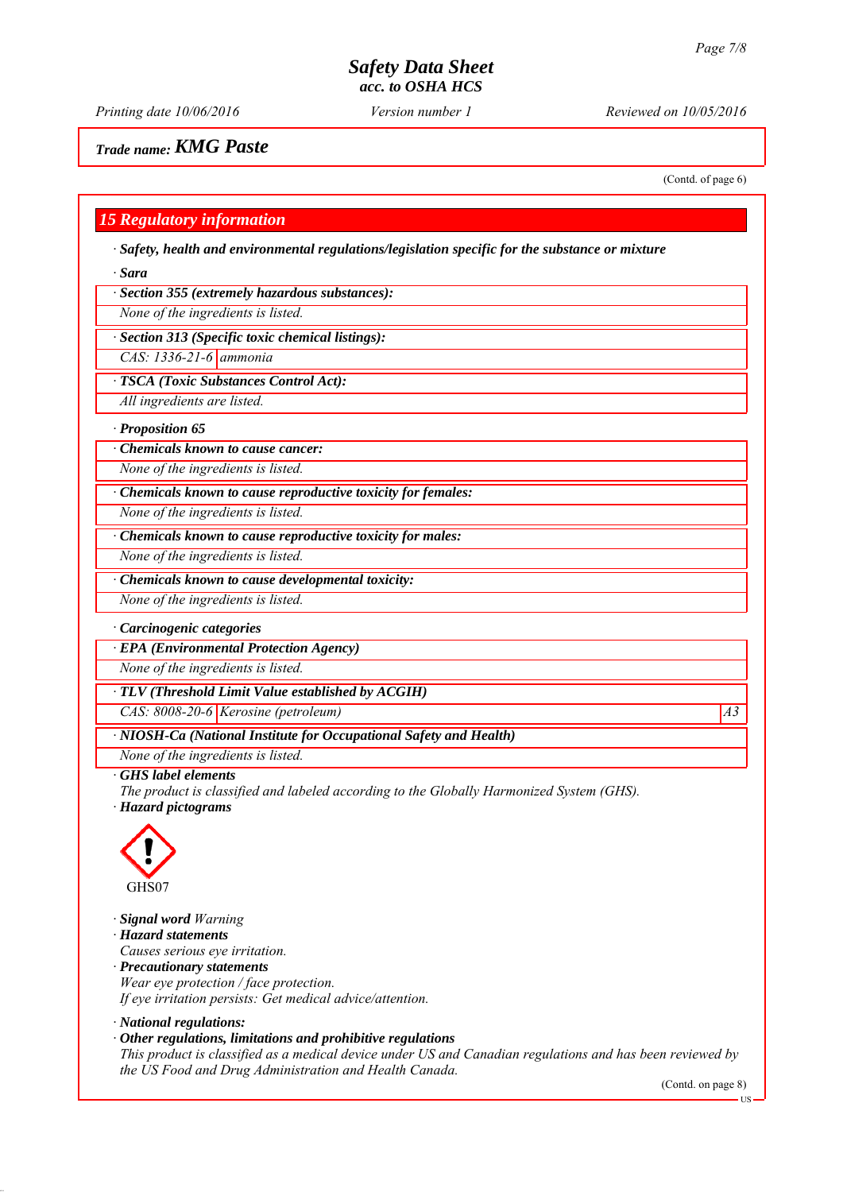# Safety Data Sheet
## acc. to OSHA HCS

Printing date 10/06/2016 | Version number 1 | Reviewed on 10/05/2016

**Trade name: KMG Paste**

(Contd. of page 6)

## 15 Regulatory information

· **Safety, health and environmental regulations/legislation specific for the substance or mixture**

· **Sara**

· **Section 355 (extremely hazardous substances):**

None of the ingredients is listed.

· **Section 313 (Specific toxic chemical listings):**

| CAS: 1336-21-6 | ammonia |
|---|---|

· **TSCA (Toxic Substances Control Act):**

All ingredients are listed.

· **Proposition 65**

· **Chemicals known to cause cancer:**

None of the ingredients is listed.

· **Chemicals known to cause reproductive toxicity for females:**

None of the ingredients is listed.

· **Chemicals known to cause reproductive toxicity for males:**

None of the ingredients is listed.

· **Chemicals known to cause developmental toxicity:**

None of the ingredients is listed.

· **Carcinogenic categories**

· **EPA (Environmental Protection Agency)**

None of the ingredients is listed.

· **TLV (Threshold Limit Value established by ACGIH)**

| CAS: 8008-20-6 | Kerosine (petroleum) | A3 |
|---|---|---|

· **NIOSH-Ca (National Institute for Occupational Safety and Health)**

None of the ingredients is listed.

· **GHS label elements**

The product is classified and labeled according to the Globally Harmonized System (GHS).

· **Hazard pictograms**

GHS07

· **Signal word** Warning

· **Hazard statements**

Causes serious eye irritation.

· **Precautionary statements**

Wear eye protection / face protection.

If eye irritation persists: Get medical advice/attention.

· **National regulations:**

· **Other regulations, limitations and prohibitive regulations**

This product is classified as a medical device under US and Canadian regulations and has been reviewed by the US Food and Drug Administration and Health Canada.

(Contd. on page 8)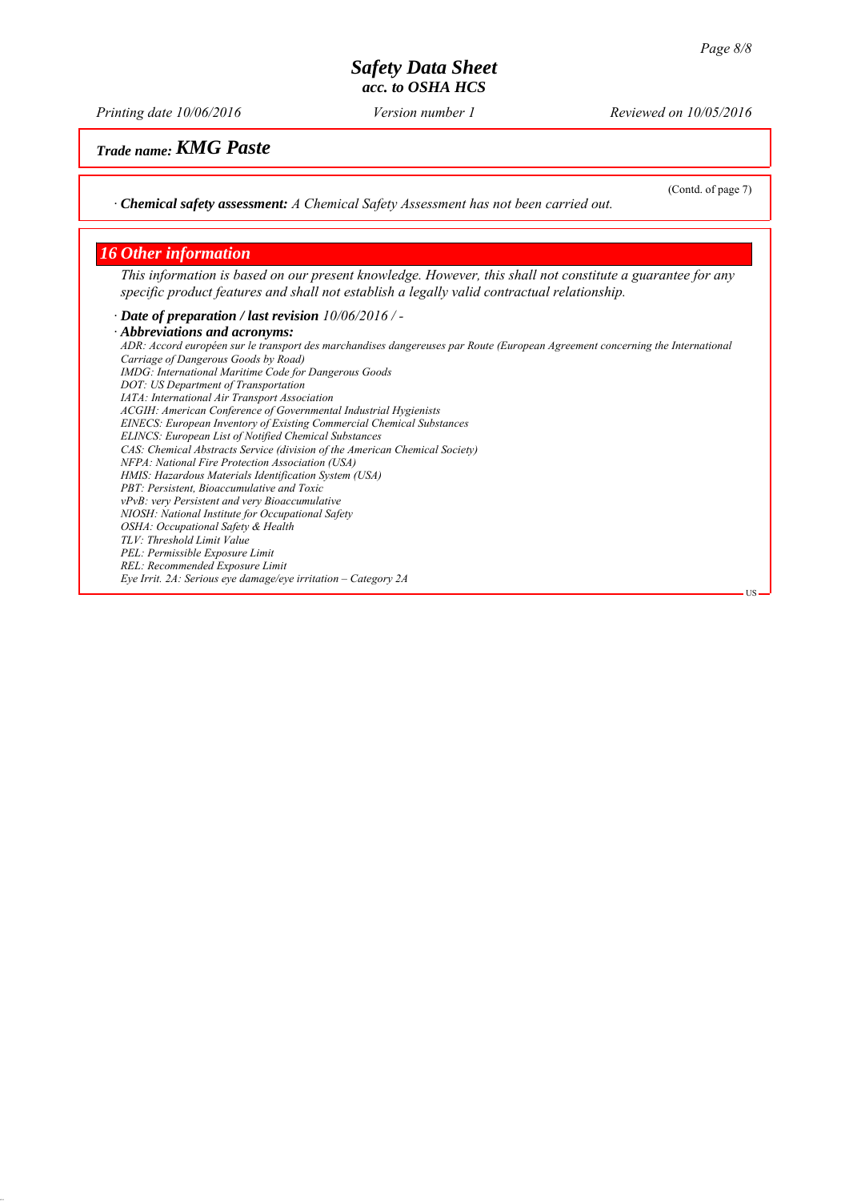*Trade name:* ***KMG Paste***

(Contd. of page 7)

· ***Chemical safety assessment:*** *A Chemical Safety Assessment has not been carried out.*

## *16 Other information*

*This information is based on our present knowledge. However, this shall not constitute a guarantee for any specific product features and shall not establish a legally valid contractual relationship.*

· ***Date of preparation / last revision*** *10/06/2016 / -*

· ***Abbreviations and acronyms:***

*ADR: Accord européen sur le transport des marchandises dangereuses par Route (European Agreement concerning the International Carriage of Dangerous Goods by Road)*
*IMDG: International Maritime Code for Dangerous Goods*
*DOT: US Department of Transportation*
*IATA: International Air Transport Association*
*ACGIH: American Conference of Governmental Industrial Hygienists*
*EINECS: European Inventory of Existing Commercial Chemical Substances*
*ELINCS: European List of Notified Chemical Substances*
*CAS: Chemical Abstracts Service (division of the American Chemical Society)*
*NFPA: National Fire Protection Association (USA)*
*HMIS: Hazardous Materials Identification System (USA)*
*PBT: Persistent, Bioaccumulative and Toxic*
*vPvB: very Persistent and very Bioaccumulative*
*NIOSH: National Institute for Occupational Safety*
*OSHA: Occupational Safety & Health*
*TLV: Threshold Limit Value*
*PEL: Permissible Exposure Limit*
*REL: Recommended Exposure Limit*
*Eye Irrit. 2A: Serious eye damage/eye irritation – Category 2A*

US